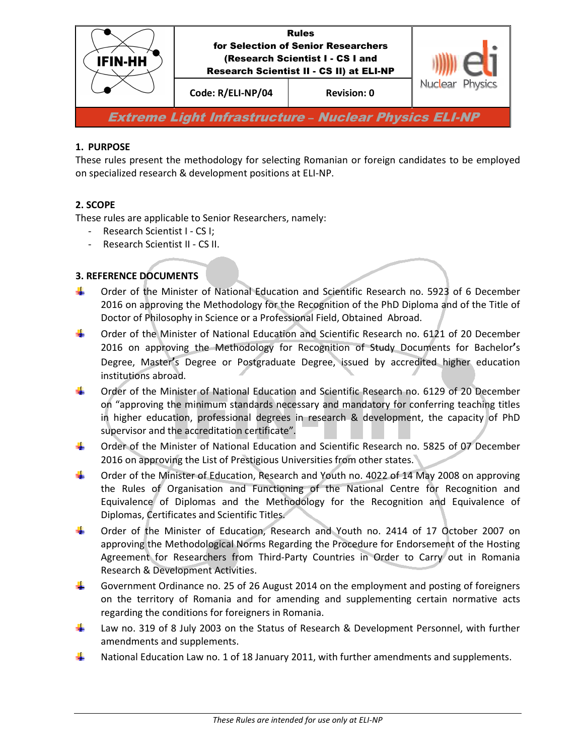| IFIN-HH | Rules for Selection of Senior Researchers (Research Scientist I - CS I and Research Scientist II - CS II) at ELI-NP | | eli Nuclear Physics |
|---|---|---|---|
| | Code: R/ELI-NP/04 | Revision: 0 | |

**Extreme Light Infrastructure – Nuclear Physics ELI-NP**

## 1. PURPOSE

These rules present the methodology for selecting Romanian or foreign candidates to be employed on specialized research & development positions at ELI-NP.

## 2. SCOPE

These rules are applicable to Senior Researchers, namely:

- Research Scientist I - CS I;
- Research Scientist II - CS II.

## 3. REFERENCE DOCUMENTS

- Order of the Minister of National Education and Scientific Research no. 5923 of 6 December 2016 on approving the Methodology for the Recognition of the PhD Diploma and of the Title of Doctor of Philosophy in Science or a Professional Field, Obtained Abroad.
- Order of the Minister of National Education and Scientific Research no. 6121 of 20 December 2016 on approving the Methodology for Recognition of Study Documents for Bachelor's Degree, Master's Degree or Postgraduate Degree, issued by accredited higher education institutions abroad.
- Order of the Minister of National Education and Scientific Research no. 6129 of 20 December on "approving the minimum standards necessary and mandatory for conferring teaching titles in higher education, professional degrees in research & development, the capacity of PhD supervisor and the accreditation certificate".
- Order of the Minister of National Education and Scientific Research no. 5825 of 07 December 2016 on approving the List of Prestigious Universities from other states.
- Order of the Minister of Education, Research and Youth no. 4022 of 14 May 2008 on approving the Rules of Organisation and Functioning of the National Centre for Recognition and Equivalence of Diplomas and the Methodology for the Recognition and Equivalence of Diplomas, Certificates and Scientific Titles.
- Order of the Minister of Education, Research and Youth no. 2414 of 17 October 2007 on approving the Methodological Norms Regarding the Procedure for Endorsement of the Hosting Agreement for Researchers from Third-Party Countries in Order to Carry out in Romania Research & Development Activities.
- Government Ordinance no. 25 of 26 August 2014 on the employment and posting of foreigners on the territory of Romania and for amending and supplementing certain normative acts regarding the conditions for foreigners in Romania.
- Law no. 319 of 8 July 2003 on the Status of Research & Development Personnel, with further amendments and supplements.
- National Education Law no. 1 of 18 January 2011, with further amendments and supplements.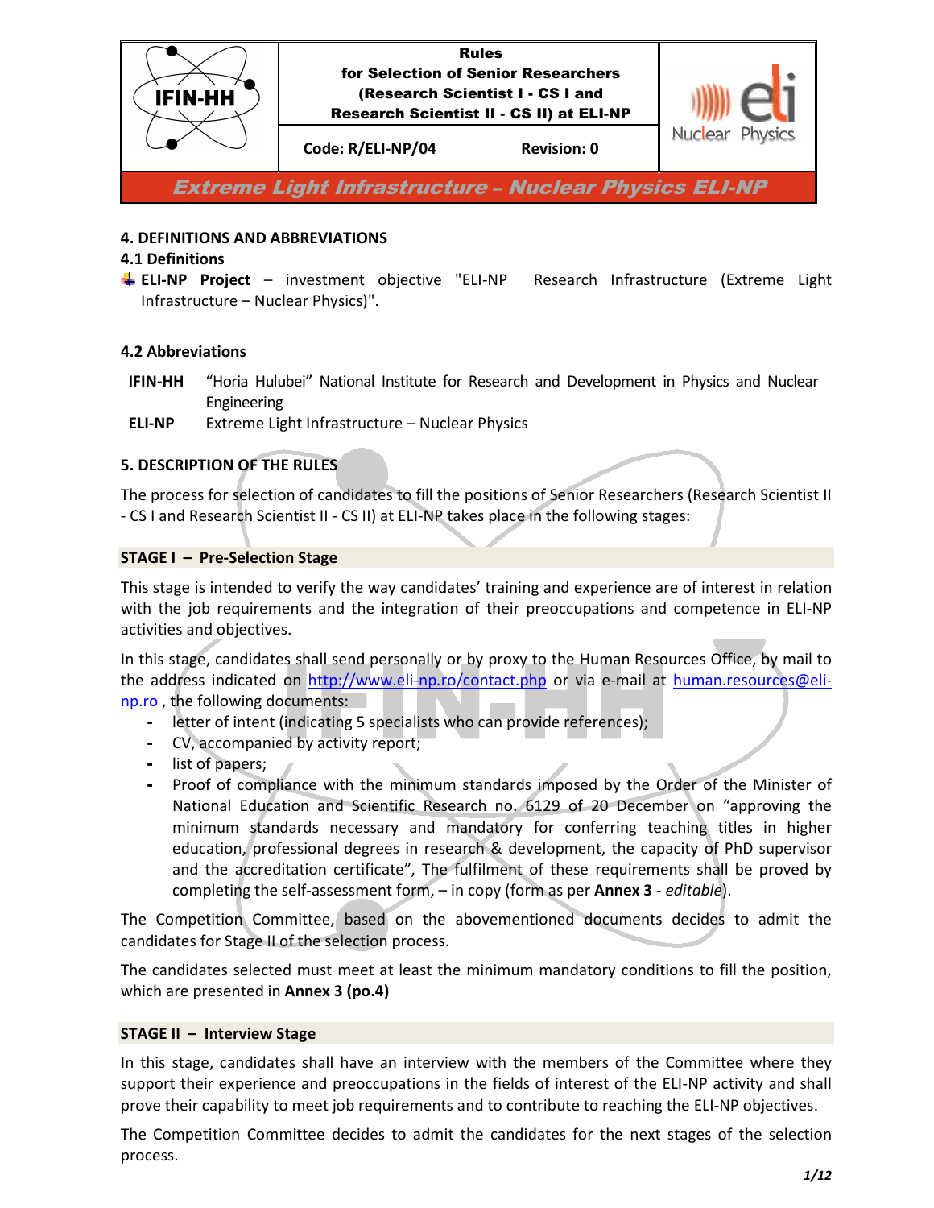## 4. DEFINITIONS AND ABBREVIATIONS

### 4.1 Definitions

- **ELI-NP Project** – investment objective "ELI-NP Research Infrastructure (Extreme Light Infrastructure – Nuclear Physics)".

### 4.2 Abbreviations

| | |
|---|---|
| **IFIN-HH** | "Horia Hulubei" National Institute for Research and Development in Physics and Nuclear Engineering |
| **ELI-NP** | Extreme Light Infrastructure – Nuclear Physics |

## 5. DESCRIPTION OF THE RULES

The process for selection of candidates to fill the positions of Senior Researchers (Research Scientist II - CS I and Research Scientist II - CS II) at ELI-NP takes place in the following stages:

### STAGE I – Pre-Selection Stage

This stage is intended to verify the way candidates' training and experience are of interest in relation with the job requirements and the integration of their preoccupations and competence in ELI-NP activities and objectives.

In this stage, candidates shall send personally or by proxy to the Human Resources Office, by mail to the address indicated on http://www.eli-np.ro/contact.php or via e-mail at human.resources@eli-np.ro , the following documents:

- letter of intent (indicating 5 specialists who can provide references);
- CV, accompanied by activity report;
- list of papers;
- Proof of compliance with the minimum standards imposed by the Order of the Minister of National Education and Scientific Research no. 6129 of 20 December on "approving the minimum standards necessary and mandatory for conferring teaching titles in higher education, professional degrees in research & development, the capacity of PhD supervisor and the accreditation certificate", The fulfilment of these requirements shall be proved by completing the self-assessment form, – in copy (form as per **Annex 3** - *editable*).

The Competition Committee, based on the abovementioned documents decides to admit the candidates for Stage II of the selection process.

The candidates selected must meet at least the minimum mandatory conditions to fill the position, which are presented in **Annex 3 (po.4)**

### STAGE II – Interview Stage

In this stage, candidates shall have an interview with the members of the Committee where they support their experience and preoccupations in the fields of interest of the ELI-NP activity and shall prove their capability to meet job requirements and to contribute to reaching the ELI-NP objectives.

The Competition Committee decides to admit the candidates for the next stages of the selection process.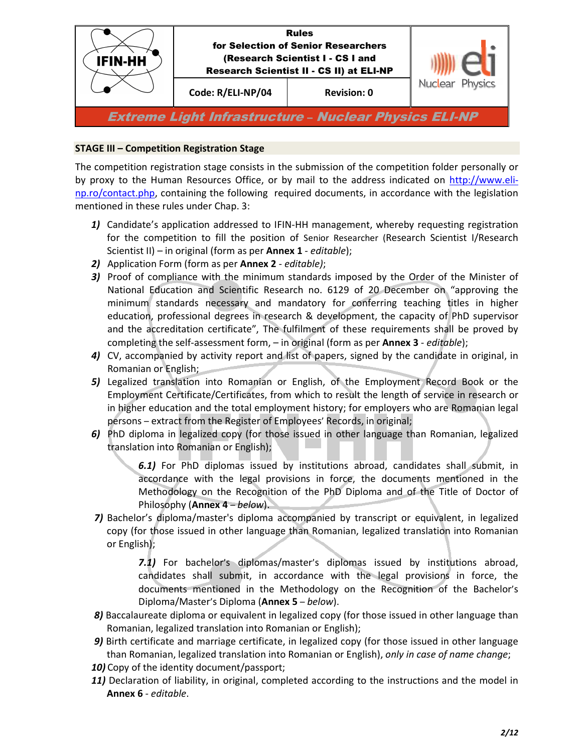**STAGE III – Competition Registration Stage**

The competition registration stage consists in the submission of the competition folder personally or by proxy to the Human Resources Office, or by mail to the address indicated on http://www.eli-np.ro/contact.php, containing the following required documents, in accordance with the legislation mentioned in these rules under Chap. 3:

1) Candidate's application addressed to IFIN-HH management, whereby requesting registration for the competition to fill the position of Senior Researcher (Research Scientist I/Research Scientist II) – in original (form as per **Annex 1** - *editable*);
2) Application Form (form as per **Annex 2** - *editable)*;
3) Proof of compliance with the minimum standards imposed by the Order of the Minister of National Education and Scientific Research no. 6129 of 20 December on "approving the minimum standards necessary and mandatory for conferring teaching titles in higher education, professional degrees in research & development, the capacity of PhD supervisor and the accreditation certificate", The fulfilment of these requirements shall be proved by completing the self-assessment form, – in original (form as per **Annex 3** - *editable*);
4) CV, accompanied by activity report and list of papers, signed by the candidate in original, in Romanian or English;
5) Legalized translation into Romanian or English, of the Employment Record Book or the Employment Certificate/Certificates, from which to result the length of service in research or in higher education and the total employment history; for employers who are Romanian legal persons – extract from the Register of Employees' Records, in original;
6) PhD diploma in legalized copy (for those issued in other language than Romanian, legalized translation into Romanian or English);

   ***6.1)*** For PhD diplomas issued by institutions abroad, candidates shall submit, in accordance with the legal provisions in force, the documents mentioned in the Methodology on the Recognition of the PhD Diploma and of the Title of Doctor of Philosophy (**Annex 4** – *below*).

7) Bachelor's diploma/master's diploma accompanied by transcript or equivalent, in legalized copy (for those issued in other language than Romanian, legalized translation into Romanian or English);

   ***7.1)*** For bachelor's diplomas/master's diplomas issued by institutions abroad, candidates shall submit, in accordance with the legal provisions in force, the documents mentioned in the Methodology on the Recognition of the Bachelor's Diploma/Master's Diploma (**Annex 5** – *below*).

8) Baccalaureate diploma or equivalent in legalized copy (for those issued in other language than Romanian, legalized translation into Romanian or English);
9) Birth certificate and marriage certificate, in legalized copy (for those issued in other language than Romanian, legalized translation into Romanian or English), *only in case of name change*;
10) Copy of the identity document/passport;
11) Declaration of liability, in original, completed according to the instructions and the model in **Annex 6** - *editable*.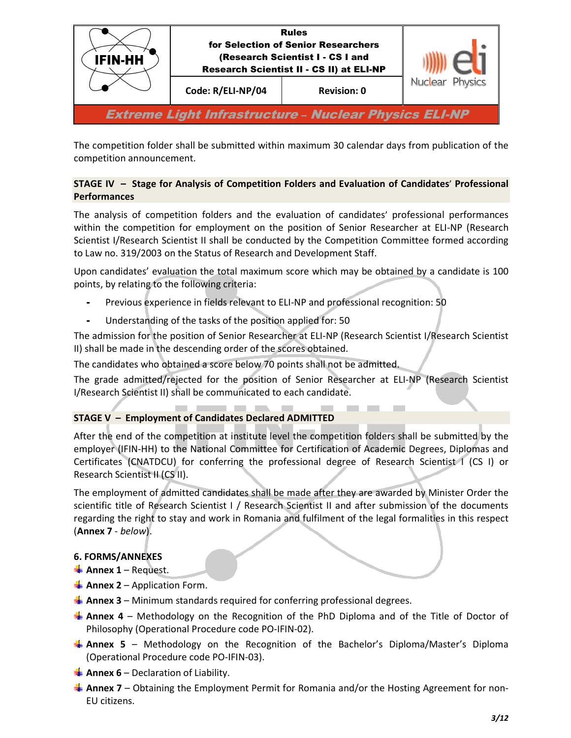The competition folder shall be submitted within maximum 30 calendar days from publication of the competition announcement.

### STAGE IV – Stage for Analysis of Competition Folders and Evaluation of Candidates' Professional Performances

The analysis of competition folders and the evaluation of candidates' professional performances within the competition for employment on the position of Senior Researcher at ELI-NP (Research Scientist I/Research Scientist II shall be conducted by the Competition Committee formed according to Law no. 319/2003 on the Status of Research and Development Staff.

Upon candidates' evaluation the total maximum score which may be obtained by a candidate is 100 points, by relating to the following criteria:

- Previous experience in fields relevant to ELI-NP and professional recognition: 50
- Understanding of the tasks of the position applied for: 50

The admission for the position of Senior Researcher at ELI-NP (Research Scientist I/Research Scientist II) shall be made in the descending order of the scores obtained.

The candidates who obtained a score below 70 points shall not be admitted.

The grade admitted/rejected for the position of Senior Researcher at ELI-NP (Research Scientist I/Research Scientist II) shall be communicated to each candidate.

### STAGE V – Employment of Candidates Declared ADMITTED

After the end of the competition at institute level the competition folders shall be submitted by the employer (IFIN-HH) to the National Committee for Certification of Academic Degrees, Diplomas and Certificates (CNATDCU) for conferring the professional degree of Research Scientist I (CS I) or Research Scientist II (CS II).

The employment of admitted candidates shall be made after they are awarded by Minister Order the scientific title of Research Scientist I / Research Scientist II and after submission of the documents regarding the right to stay and work in Romania and fulfilment of the legal formalities in this respect (**Annex 7** - *below*).

## 6. FORMS/ANNEXES

- **Annex 1** – Request.
- **Annex 2** – Application Form.
- **Annex 3** – Minimum standards required for conferring professional degrees.
- **Annex 4** – Methodology on the Recognition of the PhD Diploma and of the Title of Doctor of Philosophy (Operational Procedure code PO-IFIN-02).
- **Annex 5** – Methodology on the Recognition of the Bachelor's Diploma/Master's Diploma (Operational Procedure code PO-IFIN-03).
- **Annex 6** – Declaration of Liability.
- **Annex 7** – Obtaining the Employment Permit for Romania and/or the Hosting Agreement for non-EU citizens.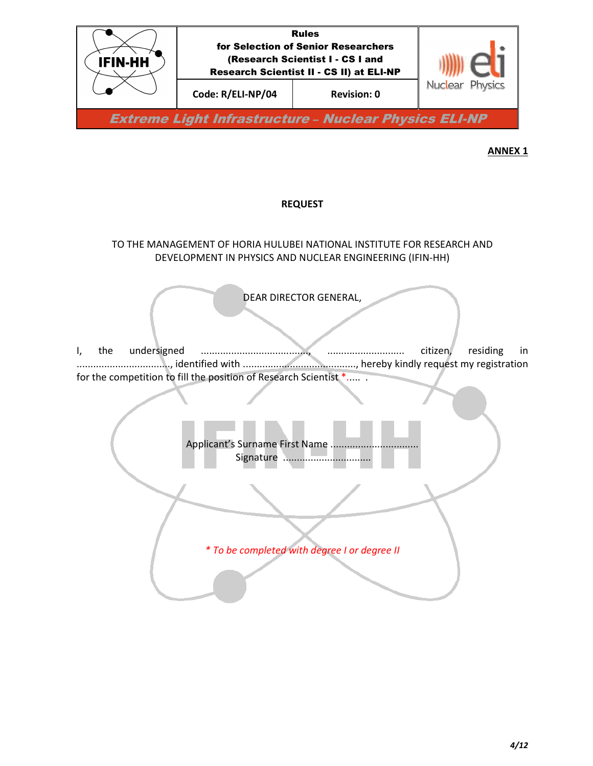**ANNEX 1**

**REQUEST**

TO THE MANAGEMENT OF HORIA HULUBEI NATIONAL INSTITUTE FOR RESEARCH AND DEVELOPMENT IN PHYSICS AND NUCLEAR ENGINEERING (IFIN-HH)

DEAR DIRECTOR GENERAL,

I, the undersigned ......................................, ........................... citizen, residing in ................................., identified with ........................................, hereby kindly request my registration for the competition to fill the position of Research Scientist *..... .

Applicant's Surname First Name ...............................
Signature ...............................

*\* To be completed with degree I or degree II*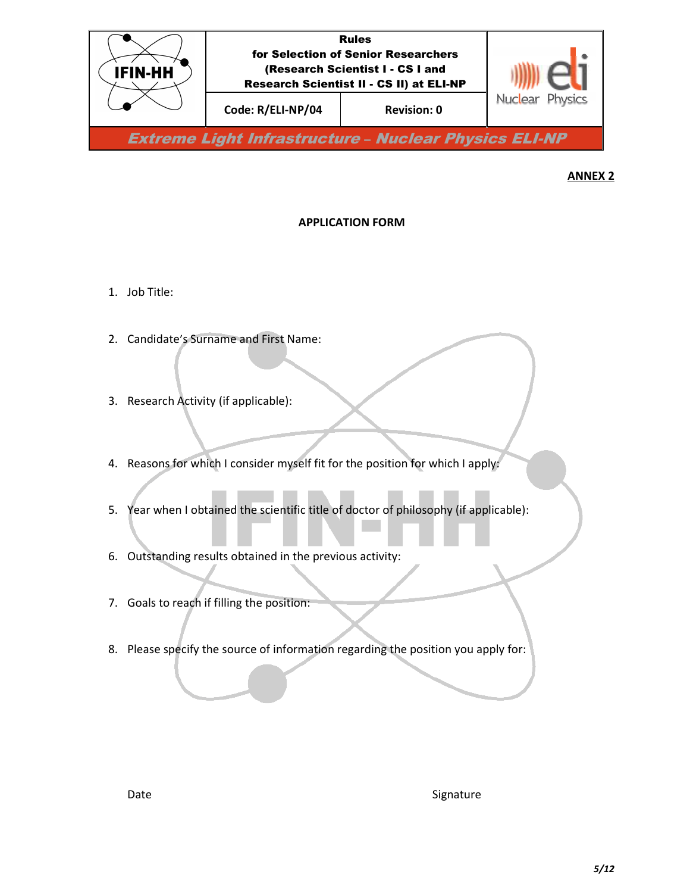**ANNEX 2**

**APPLICATION FORM**

1. Job Title:

2. Candidate's Surname and First Name:

3. Research Activity (if applicable):

4. Reasons for which I consider myself fit for the position for which I apply:

5. Year when I obtained the scientific title of doctor of philosophy (if applicable):

6. Outstanding results obtained in the previous activity:

7. Goals to reach if filling the position:

8. Please specify the source of information regarding the position you apply for:

Date Signature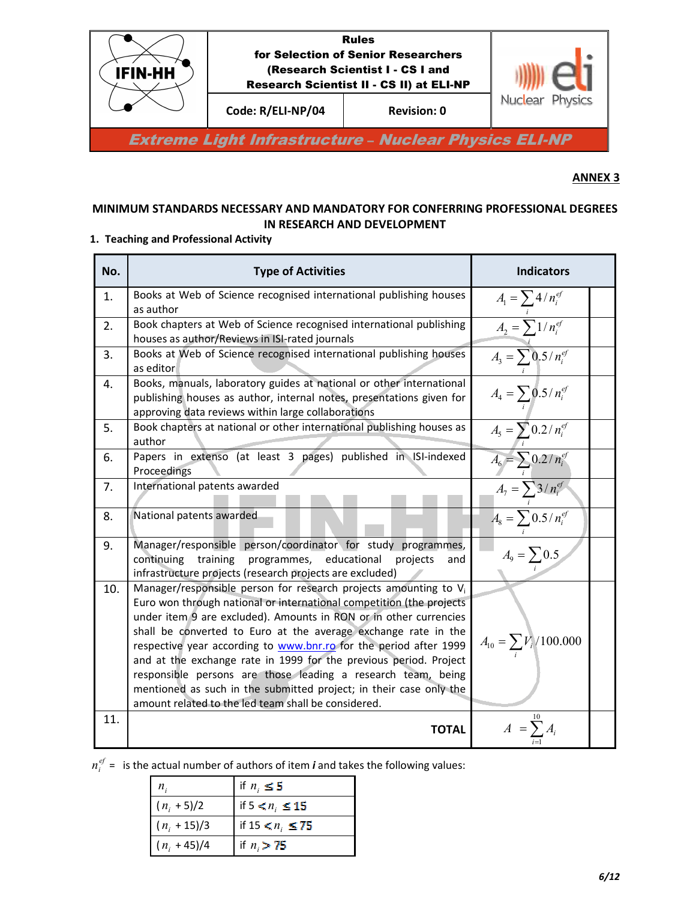**ANNEX 3**

## MINIMUM STANDARDS NECESSARY AND MANDATORY FOR CONFERRING PROFESSIONAL DEGREES IN RESEARCH AND DEVELOPMENT

### 1. Teaching and Professional Activity

| No. | Type of Activities | Indicators | |
|---|---|---|---|
| 1. | Books at Web of Science recognised international publishing houses as author | $A_1 = \sum_i 4/n_i^{ef}$ | |
| 2. | Book chapters at Web of Science recognised international publishing houses as author/Reviews in ISI-rated journals | $A_2 = \sum_i 1/n_i^{ef}$ | |
| 3. | Books at Web of Science recognised international publishing houses as editor | $A_3 = \sum_i 0.5/n_i^{ef}$ | |
| 4. | Books, manuals, laboratory guides at national or other international publishing houses as author, internal notes, presentations given for approving data reviews within large collaborations | $A_4 = \sum_i 0.5/n_i^{ef}$ | |
| 5. | Book chapters at national or other international publishing houses as author | $A_5 = \sum_i 0.2/n_i^{ef}$ | |
| 6. | Papers in extenso (at least 3 pages) published in ISI-indexed Proceedings | $A_6 = \sum_i 0.2/n_i^{ef}$ | |
| 7. | International patents awarded | $A_7 = \sum_i 3/n_i^{ef}$ | |
| 8. | National patents awarded | $A_8 = \sum_i 0.5/n_i^{ef}$ | |
| 9. | Manager/responsible person/coordinator for study programmes, continuing training programmes, educational projects and infrastructure projects (research projects are excluded) | $A_9 = \sum_i 0.5$ | |
| 10. | Manager/responsible person for research projects amounting to $V_i$ Euro won through national or international competition (the projects under item 9 are excluded). Amounts in RON or in other currencies shall be converted to Euro at the average exchange rate in the respective year according to www.bnr.ro for the period after 1999 and at the exchange rate in 1999 for the previous period. Project responsible persons are those leading a research team, being mentioned as such in the submitted project; in their case only the amount related to the led team shall be considered. | $A_{10} = \sum_i V_i/100.000$ | |
| 11. | **TOTAL** | $A = \sum_{i=1}^{10} A_i$ | |

$n_i^{ef}$ = is the actual number of authors of item ***i*** and takes the following values:

| | |
|---|---|
| $n_i$ | if $n_i \leq 5$ |
| $(n_i + 5)/2$ | if $5 < n_i \leq 15$ |
| $(n_i + 15)/3$ | if $15 < n_i \leq 75$ |
| $(n_i + 45)/4$ | if $n_i > 75$ |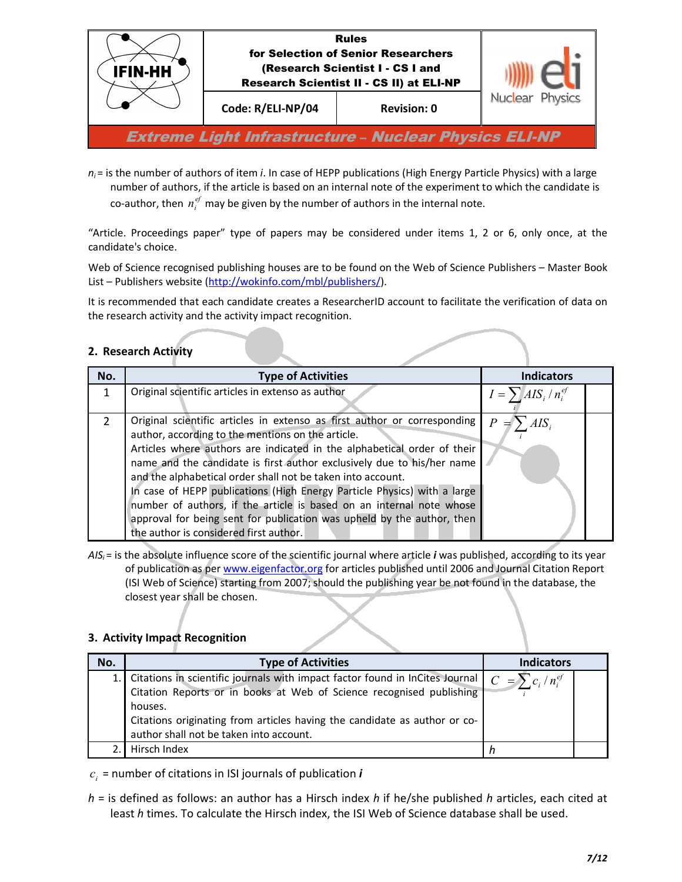$n_i$ = is the number of authors of item *i*. In case of HEPP publications (High Energy Particle Physics) with a large number of authors, if the article is based on an internal note of the experiment to which the candidate is co-author, then $n_i^{ef}$ may be given by the number of authors in the internal note.

"Article. Proceedings paper" type of papers may be considered under items 1, 2 or 6, only once, at the candidate's choice.

Web of Science recognised publishing houses are to be found on the Web of Science Publishers – Master Book List – Publishers website (http://wokinfo.com/mbl/publishers/).

It is recommended that each candidate creates a ResearcherID account to facilitate the verification of data on the research activity and the activity impact recognition.

## 2. Research Activity

| No. | Type of Activities | Indicators | |
|---|---|---|---|
| 1 | Original scientific articles in extenso as author | $I = \sum_i AIS_i / n_i^{ef}$ | |
| 2 | Original scientific articles in extenso as first author or corresponding author, according to the mentions on the article.<br>Articles where authors are indicated in the alphabetical order of their name and the candidate is first author exclusively due to his/her name and the alphabetical order shall not be taken into account.<br>In case of HEPP publications (High Energy Particle Physics) with a large number of authors, if the article is based on an internal note whose approval for being sent for publication was upheld by the author, then the author is considered first author. | $P = \sum_i AIS_i$ | |

$AIS_i$ = is the absolute influence score of the scientific journal where article ***i*** was published, according to its year of publication as per www.eigenfactor.org for articles published until 2006 and Journal Citation Report (ISI Web of Science) starting from 2007; should the publishing year be not found in the database, the closest year shall be chosen.

## 3. Activity Impact Recognition

| No. | Type of Activities | Indicators | |
|---|---|---|---|
| 1. | Citations in scientific journals with impact factor found in InCites Journal Citation Reports or in books at Web of Science recognised publishing houses.<br>Citations originating from articles having the candidate as author or co-author shall not be taken into account. | $C = \sum_i c_i / n_i^{ef}$ | |
| 2. | Hirsch Index | $h$ | |

$c_i$ = number of citations in ISI journals of publication ***i***

$h$ = is defined as follows: an author has a Hirsch index $h$ if he/she published $h$ articles, each cited at least $h$ times. To calculate the Hirsch index, the ISI Web of Science database shall be used.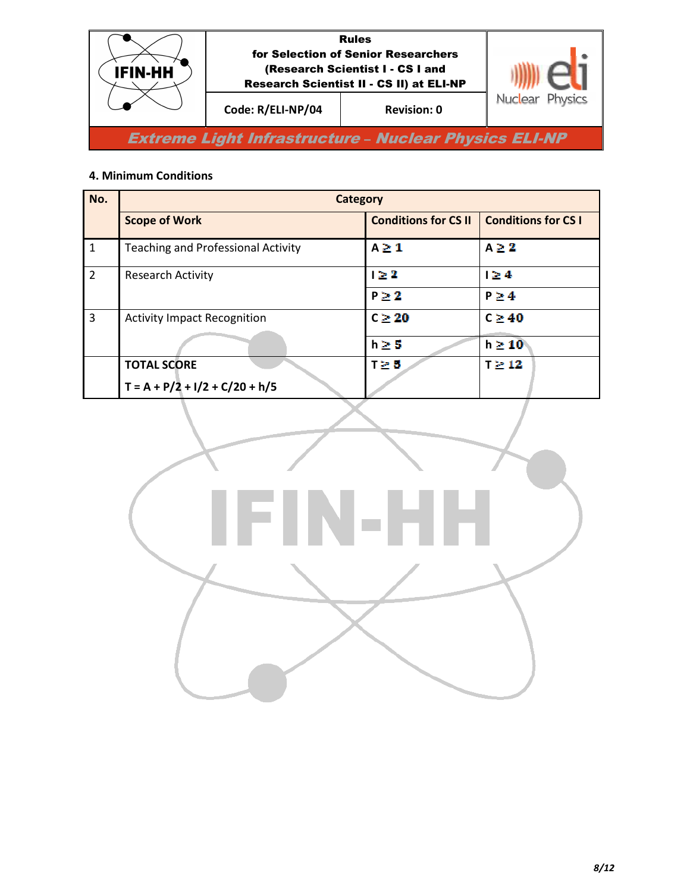## 4. Minimum Conditions

| No. | Category | | |
|---|---|---|---|
| | **Scope of Work** | **Conditions for CS II** | **Conditions for CS I** |
| 1 | Teaching and Professional Activity | $A \geq 1$ | $A \geq 2$ |
| 2 | Research Activity | $I \geq 2$ | $I \geq 4$ |
| | | $P \geq 2$ | $P \geq 4$ |
| 3 | Activity Impact Recognition | $C \geq 20$ | $C \geq 40$ |
| | | $h \geq 5$ | $h \geq 10$ |
| | **TOTAL SCORE** $T = A + P/2 + I/2 + C/20 + h/5$ | $T \geq 8$ | $T \geq 12$ |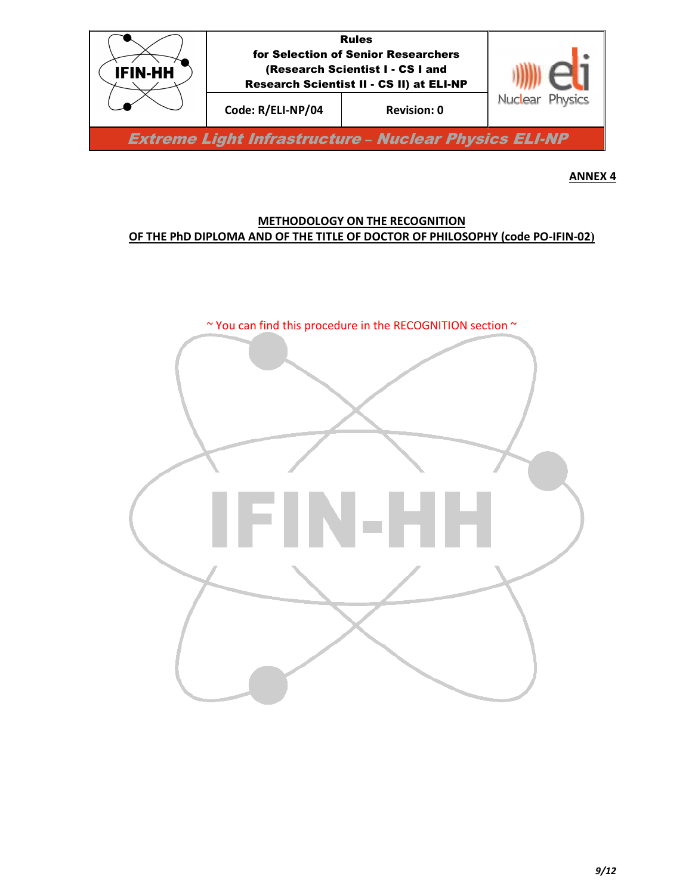**ANNEX 4**

## METHODOLOGY ON THE RECOGNITION OF THE PhD DIPLOMA AND OF THE TITLE OF DOCTOR OF PHILOSOPHY (code PO-IFIN-02)

~ You can find this procedure in the RECOGNITION section ~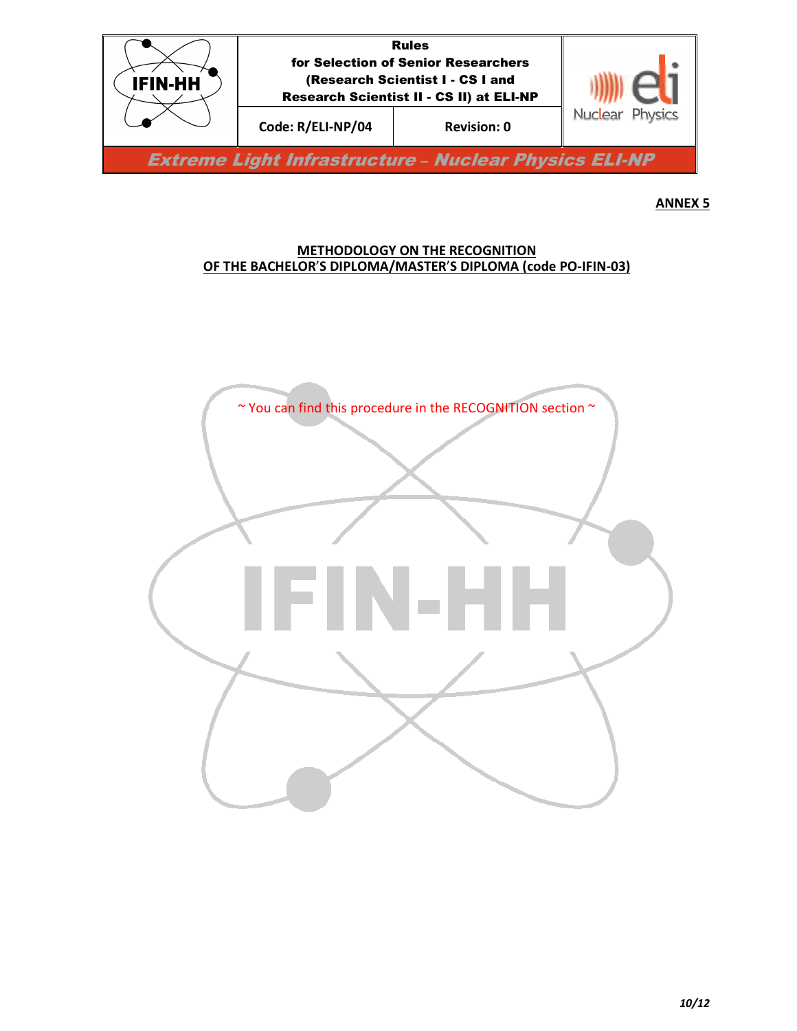**ANNEX 5**

## METHODOLOGY ON THE RECOGNITION OF THE BACHELOR'S DIPLOMA/MASTER'S DIPLOMA (code PO-IFIN-03)

~ You can find this procedure in the RECOGNITION section ~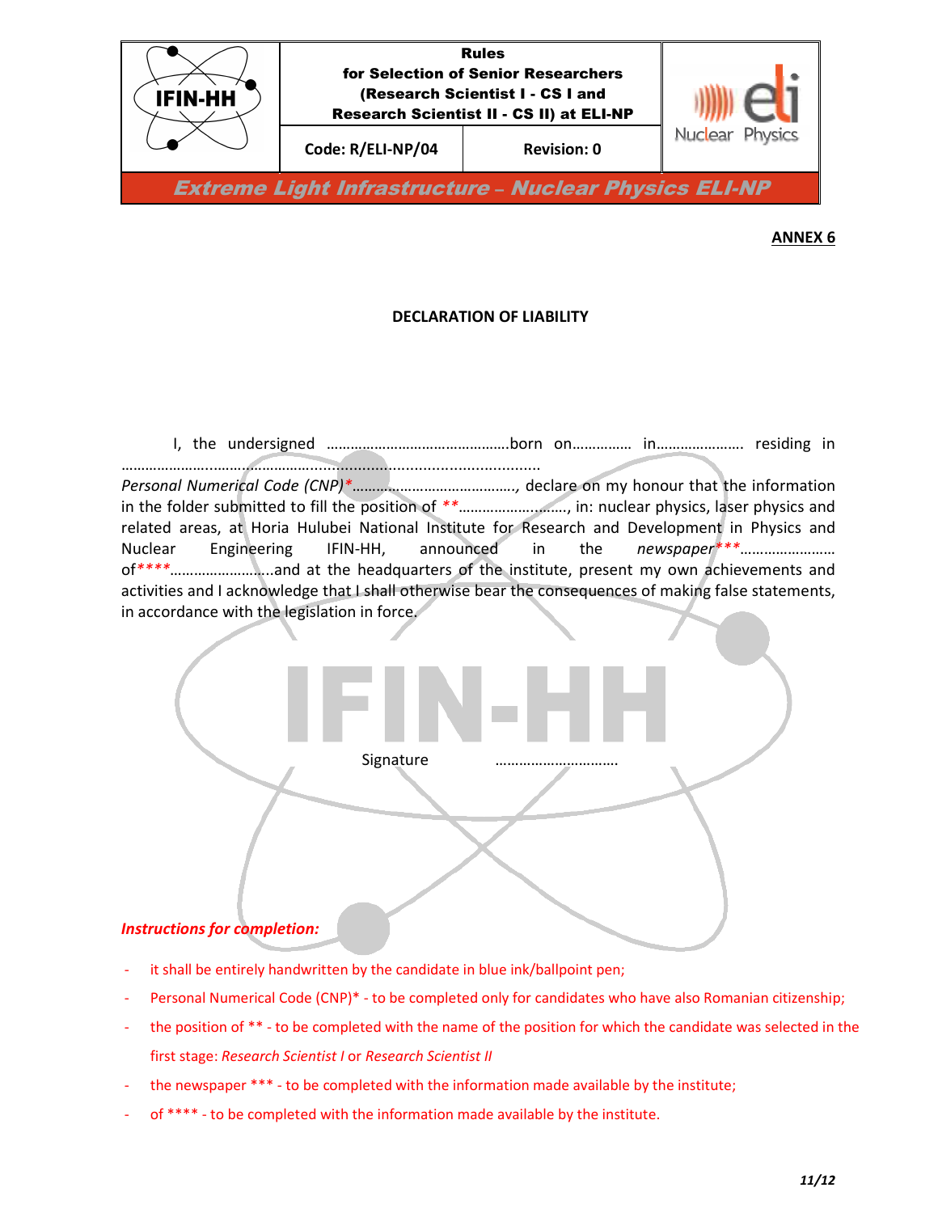**ANNEX 6**

**DECLARATION OF LIABILITY**

I, the undersigned ………………………………………born on…………… in…………………. residing in ……………………………………………………………………………………

*Personal Numerical Code (CNP)\**……………………………………, declare on my honour that the information in the folder submitted to fill the position of *\*\**………………………, in: nuclear physics, laser physics and related areas, at Horia Hulubei National Institute for Research and Development in Physics and Nuclear Engineering IFIN-HH, announced in the *newspaper\*\*\**…………………… of\*\*\*\*……………………..and at the headquarters of the institute, present my own achievements and activities and I acknowledge that I shall otherwise bear the consequences of making false statements, in accordance with the legislation in force.

Signature ………………………..

***Instructions for completion:***

- it shall be entirely handwritten by the candidate in blue ink/ballpoint pen;
- Personal Numerical Code (CNP)* - to be completed only for candidates who have also Romanian citizenship;
- the position of ** - to be completed with the name of the position for which the candidate was selected in the first stage: *Research Scientist I* or *Research Scientist II*
- the newspaper *** - to be completed with the information made available by the institute;
- of **** - to be completed with the information made available by the institute.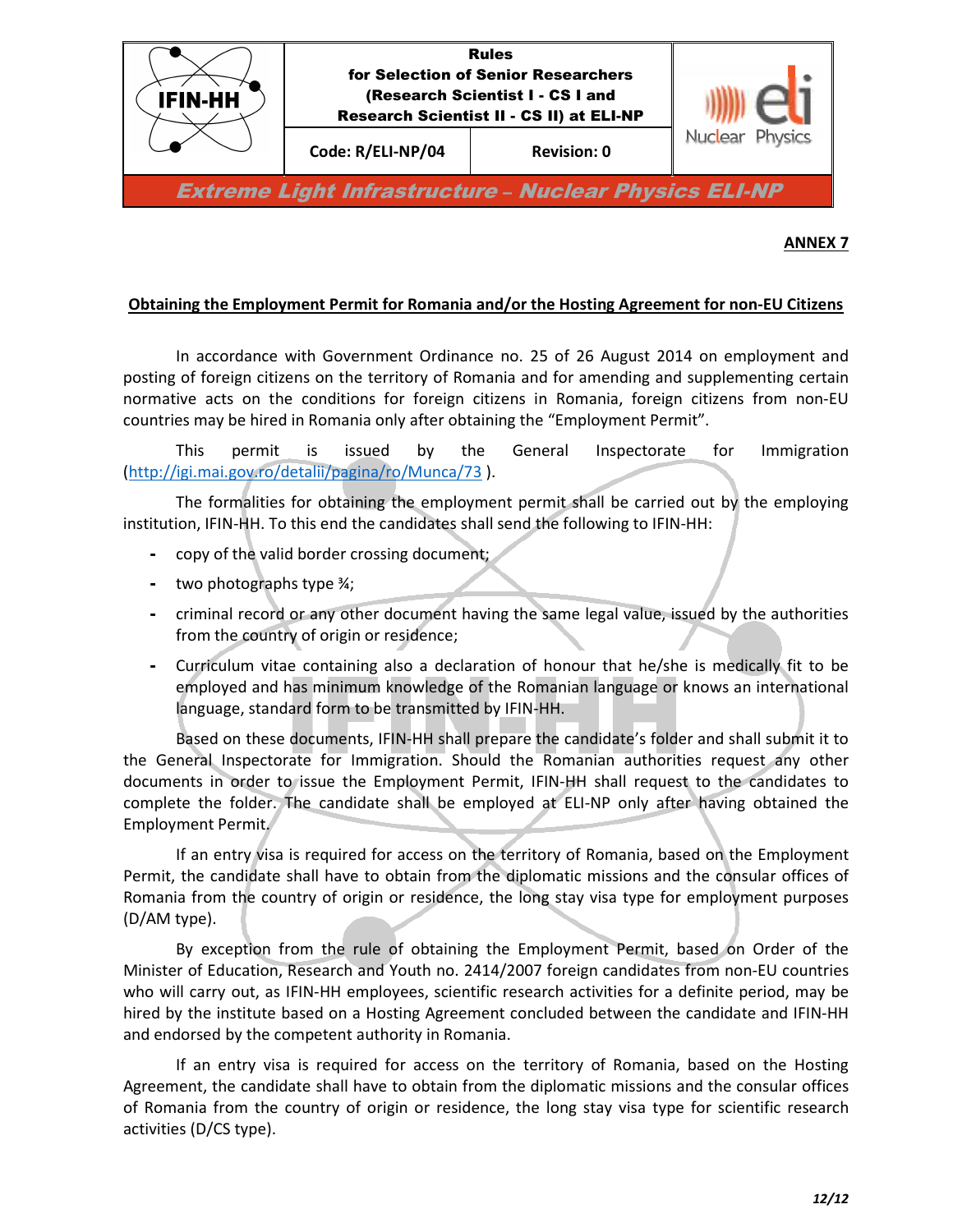**ANNEX 7**

**Obtaining the Employment Permit for Romania and/or the Hosting Agreement for non-EU Citizens**

In accordance with Government Ordinance no. 25 of 26 August 2014 on employment and posting of foreign citizens on the territory of Romania and for amending and supplementing certain normative acts on the conditions for foreign citizens in Romania, foreign citizens from non-EU countries may be hired in Romania only after obtaining the "Employment Permit".

This permit is issued by the General Inspectorate for Immigration (http://igi.mai.gov.ro/detalii/pagina/ro/Munca/73 ).

The formalities for obtaining the employment permit shall be carried out by the employing institution, IFIN-HH. To this end the candidates shall send the following to IFIN-HH:

- copy of the valid border crossing document;
- two photographs type ¾;
- criminal record or any other document having the same legal value, issued by the authorities from the country of origin or residence;
- Curriculum vitae containing also a declaration of honour that he/she is medically fit to be employed and has minimum knowledge of the Romanian language or knows an international language, standard form to be transmitted by IFIN-HH.

Based on these documents, IFIN-HH shall prepare the candidate's folder and shall submit it to the General Inspectorate for Immigration. Should the Romanian authorities request any other documents in order to issue the Employment Permit, IFIN-HH shall request to the candidates to complete the folder. The candidate shall be employed at ELI-NP only after having obtained the Employment Permit.

If an entry visa is required for access on the territory of Romania, based on the Employment Permit, the candidate shall have to obtain from the diplomatic missions and the consular offices of Romania from the country of origin or residence, the long stay visa type for employment purposes (D/AM type).

By exception from the rule of obtaining the Employment Permit, based on Order of the Minister of Education, Research and Youth no. 2414/2007 foreign candidates from non-EU countries who will carry out, as IFIN-HH employees, scientific research activities for a definite period, may be hired by the institute based on a Hosting Agreement concluded between the candidate and IFIN-HH and endorsed by the competent authority in Romania.

If an entry visa is required for access on the territory of Romania, based on the Hosting Agreement, the candidate shall have to obtain from the diplomatic missions and the consular offices of Romania from the country of origin or residence, the long stay visa type for scientific research activities (D/CS type).